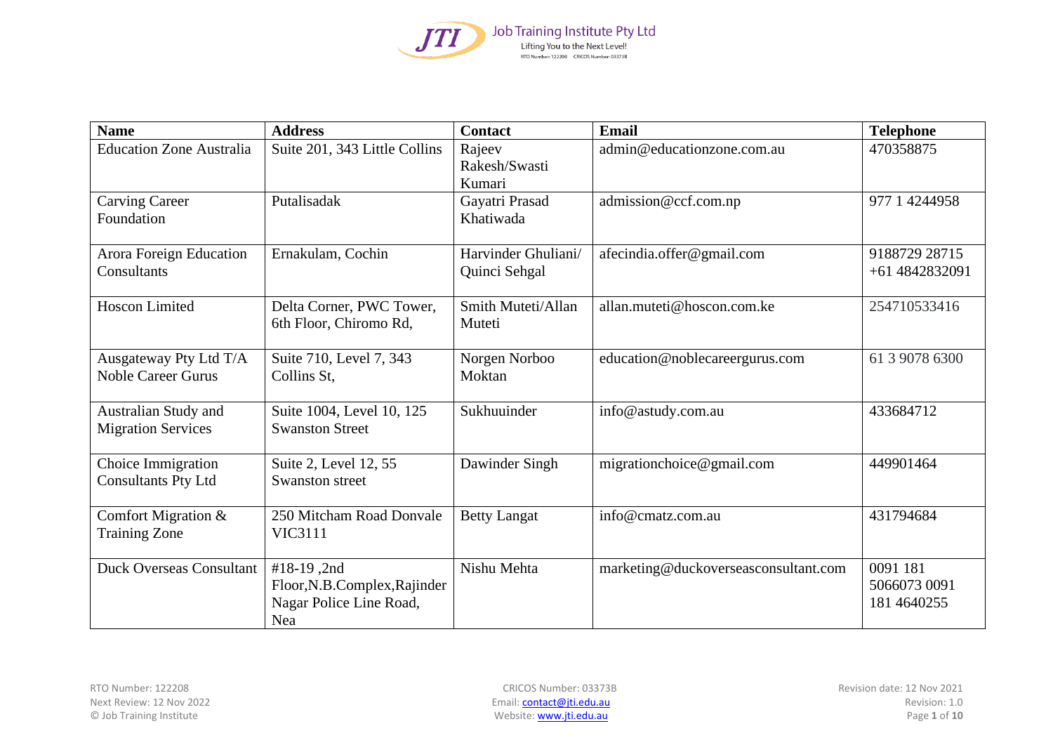| Name | Address | Contact | Email | Telephone |
|---|---|---|---|---|
| Education Zone Australia | Suite 201, 343 Little Collins | Rajeev Rakesh/Swasti Kumari | admin@educationzone.com.au | 470358875 |
| Carving Career Foundation | Putalisadak | Gayatri Prasad Khatiwada | admission@ccf.com.np | 977 1 4244958 |
| Arora Foreign Education Consultants | Ernakulam, Cochin | Harvinder Ghuliani/ Quinci Sehgal | afecindia.offer@gmail.com | 9188729 28715 +61 4842832091 |
| Hoscon Limited | Delta Corner, PWC Tower, 6th Floor, Chiromo Rd, | Smith Muteti/Allan Muteti | allan.muteti@hoscon.com.ke | 254710533416 |
| Ausgateway Pty Ltd T/A Noble Career Gurus | Suite 710, Level 7, 343 Collins St, | Norgen Norboo Moktan | education@noblecareergurus.com | 61 3 9078 6300 |
| Australian Study and Migration Services | Suite 1004, Level 10, 125 Swanston Street | Sukhuuinder | info@astudy.com.au | 433684712 |
| Choice Immigration Consultants Pty Ltd | Suite 2, Level 12, 55 Swanston street | Dawinder Singh | migrationchoice@gmail.com | 449901464 |
| Comfort Migration & Training Zone | 250 Mitcham Road Donvale VIC3111 | Betty Langat | info@cmatz.com.au | 431794684 |
| Duck Overseas Consultant | #18-19 ,2nd Floor,N.B.Complex,Rajinder Nagar Police Line Road, Nea | Nishu Mehta | marketing@duckoverseasconsultant.com | 0091 181 5066073 0091 181 4640255 |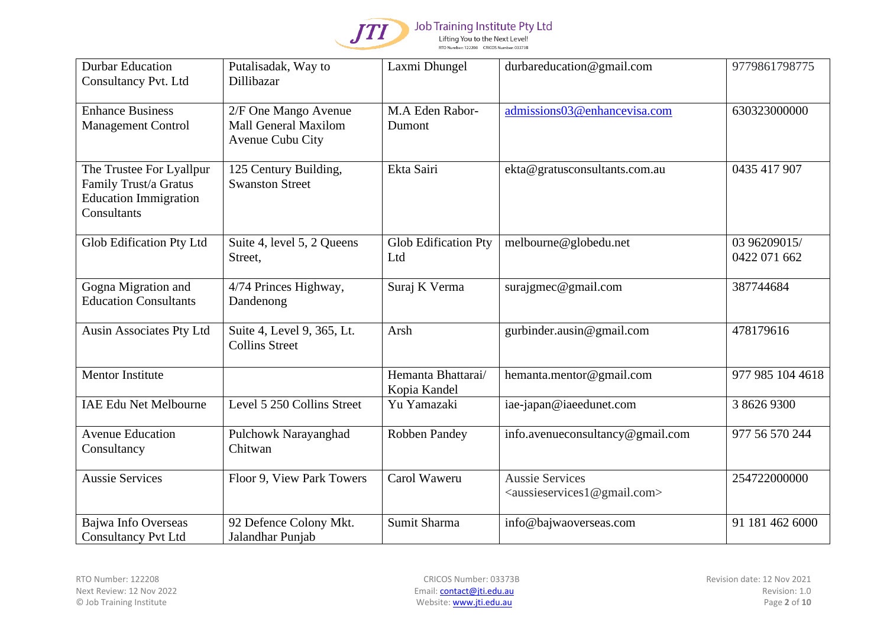| Durbar Education Consultancy Pvt. Ltd | Putalisadak, Way to Dillibazar | Laxmi Dhungel | durbareducation@gmail.com | 9779861798775 |
|---|---|---|---|---|
| Enhance Business Management Control | 2/F One Mango Avenue Mall General Maxilom Avenue Cubu City | M.A Eden Rabor-Dumont | admissions03@enhancevisa.com | 630323000000 |
| The Trustee For Lyallpur Family Trust/a Gratus Education Immigration Consultants | 125 Century Building, Swanston Street | Ekta Sairi | ekta@gratusconsultants.com.au | 0435 417 907 |
| Glob Edification Pty Ltd | Suite 4, level 5, 2 Queens Street, | Glob Edification Pty Ltd | melbourne@globedu.net | 03 96209015/ 0422 071 662 |
| Gogna Migration and Education Consultants | 4/74 Princes Highway, Dandenong | Suraj K Verma | surajgmec@gmail.com | 387744684 |
| Ausin Associates Pty Ltd | Suite 4, Level 9, 365, Lt. Collins Street | Arsh | gurbinder.ausin@gmail.com | 478179616 |
| Mentor Institute | | Hemanta Bhattarai/ Kopia Kandel | hemanta.mentor@gmail.com | 977 985 104 4618 |
| IAE Edu Net Melbourne | Level 5 250 Collins Street | Yu Yamazaki | iae-japan@iaeedunet.com | 3 8626 9300 |
| Avenue Education Consultancy | Pulchowk Narayanghad Chitwan | Robben Pandey | info.avenueconsultancy@gmail.com | 977 56 570 244 |
| Aussie Services | Floor 9, View Park Towers | Carol Waweru | Aussie Services <aussieservices1@gmail.com> | 254722000000 |
| Bajwa Info Overseas Consultancy Pvt Ltd | 92 Defence Colony Mkt. Jalandhar Punjab | Sumit Sharma | info@bajwaoverseas.com | 91 181 462 6000 |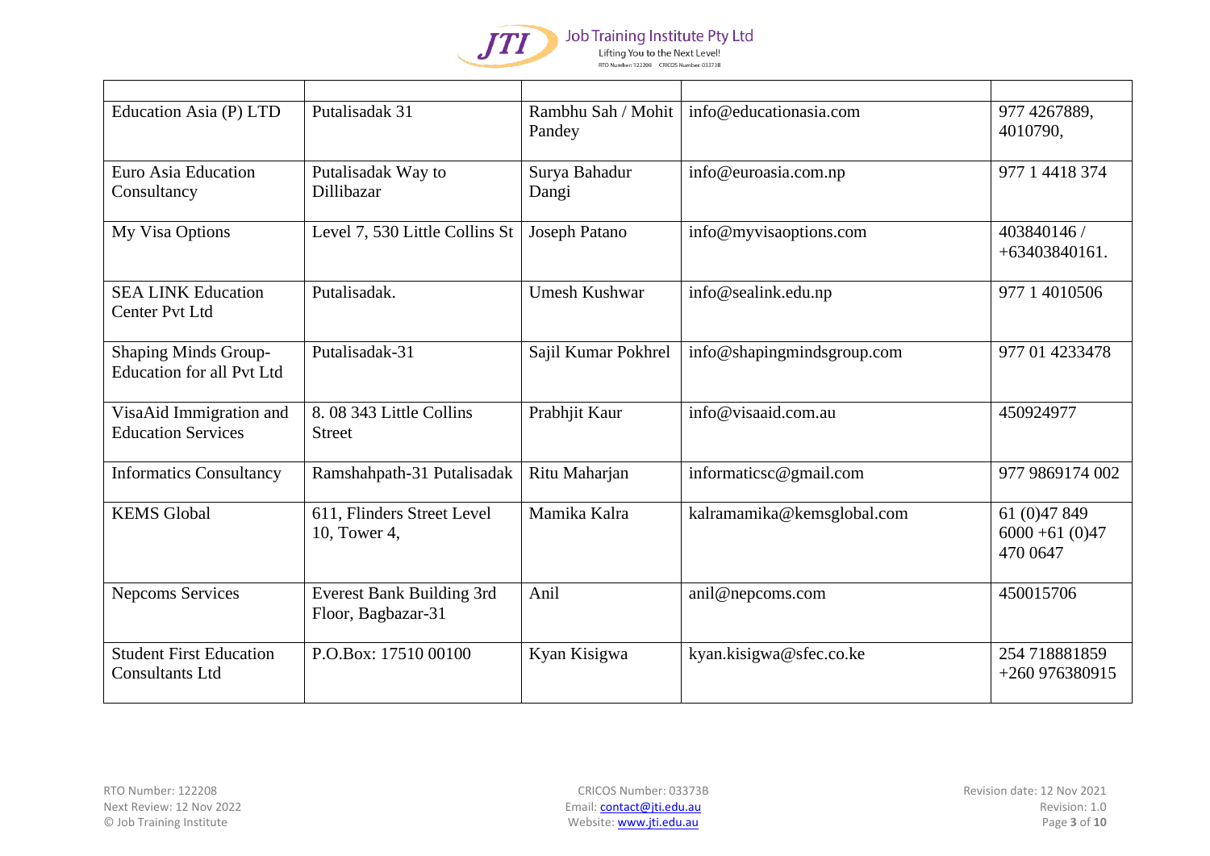| | | | | |
|---|---|---|---|---|
| Education Asia (P) LTD | Putalisadak 31 | Rambhu Sah / Mohit Pandey | info@educationasia.com | 977 4267889, 4010790, |
| Euro Asia Education Consultancy | Putalisadak Way to Dillibazar | Surya Bahadur Dangi | info@euroasia.com.np | 977 1 4418 374 |
| My Visa Options | Level 7, 530 Little Collins St | Joseph Patano | info@myvisaoptions.com | 403840146 / +63403840161. |
| SEA LINK Education Center Pvt Ltd | Putalisadak. | Umesh Kushwar | info@sealink.edu.np | 977 1 4010506 |
| Shaping Minds Group- Education for all Pvt Ltd | Putalisadak-31 | Sajil Kumar Pokhrel | info@shapingmindsgroup.com | 977 01 4233478 |
| VisaAid Immigration and Education Services | 8. 08 343 Little Collins Street | Prabhjit Kaur | info@visaaid.com.au | 450924977 |
| Informatics Consultancy | Ramshahpath-31 Putalisadak | Ritu Maharjan | informaticsc@gmail.com | 977 9869174 002 |
| KEMS Global | 611, Flinders Street Level 10, Tower 4, | Mamika Kalra | kalramamika@kemsglobal.com | 61 (0)47 849 6000 +61 (0)47 470 0647 |
| Nepcoms Services | Everest Bank Building 3rd Floor, Bagbazar-31 | Anil | anil@nepcoms.com | 450015706 |
| Student First Education Consultants Ltd | P.O.Box: 17510 00100 | Kyan Kisigwa | kyan.kisigwa@sfec.co.ke | 254 718881859 +260 976380915 |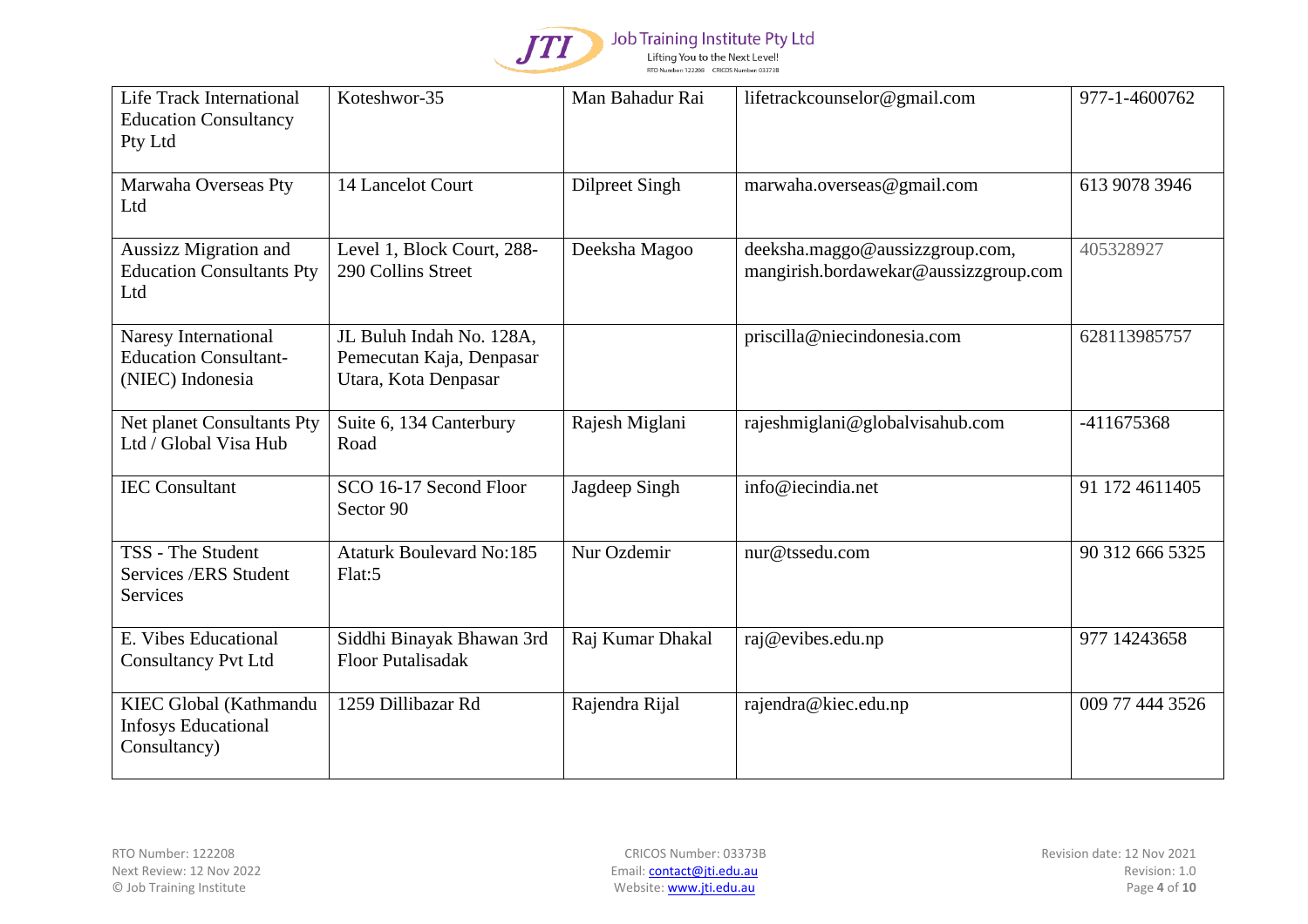| | | | | |
|---|---|---|---|---|
| Life Track International Education Consultancy Pty Ltd | Koteshwor-35 | Man Bahadur Rai | lifetrackcounselor@gmail.com | 977-1-4600762 |
| Marwaha Overseas Pty Ltd | 14 Lancelot Court | Dilpreet Singh | marwaha.overseas@gmail.com | 613 9078 3946 |
| Aussizz Migration and Education Consultants Pty Ltd | Level 1, Block Court, 288-290 Collins Street | Deeksha Magoo | deeksha.maggo@aussizzgroup.com, mangirish.bordawekar@aussizzgroup.com | 405328927 |
| Naresy International Education Consultant- (NIEC) Indonesia | JL Buluh Indah No. 128A, Pemecutan Kaja, Denpasar Utara, Kota Denpasar | | priscilla@niecindonesia.com | 628113985757 |
| Net planet Consultants Pty Ltd / Global Visa Hub | Suite 6, 134 Canterbury Road | Rajesh Miglani | rajeshmiglani@globalvisahub.com | -411675368 |
| IEC Consultant | SCO 16-17 Second Floor Sector 90 | Jagdeep Singh | info@iecindia.net | 91 172 4611405 |
| TSS - The Student Services /ERS Student Services | Ataturk Boulevard No:185 Flat:5 | Nur Ozdemir | nur@tssedu.com | 90 312 666 5325 |
| E. Vibes Educational Consultancy Pvt Ltd | Siddhi Binayak Bhawan 3rd Floor Putalisadak | Raj Kumar Dhakal | raj@evibes.edu.np | 977 14243658 |
| KIEC Global (Kathmandu Infosys Educational Consultancy) | 1259 Dillibazar Rd | Rajendra Rijal | rajendra@kiec.edu.np | 009 77 444 3526 |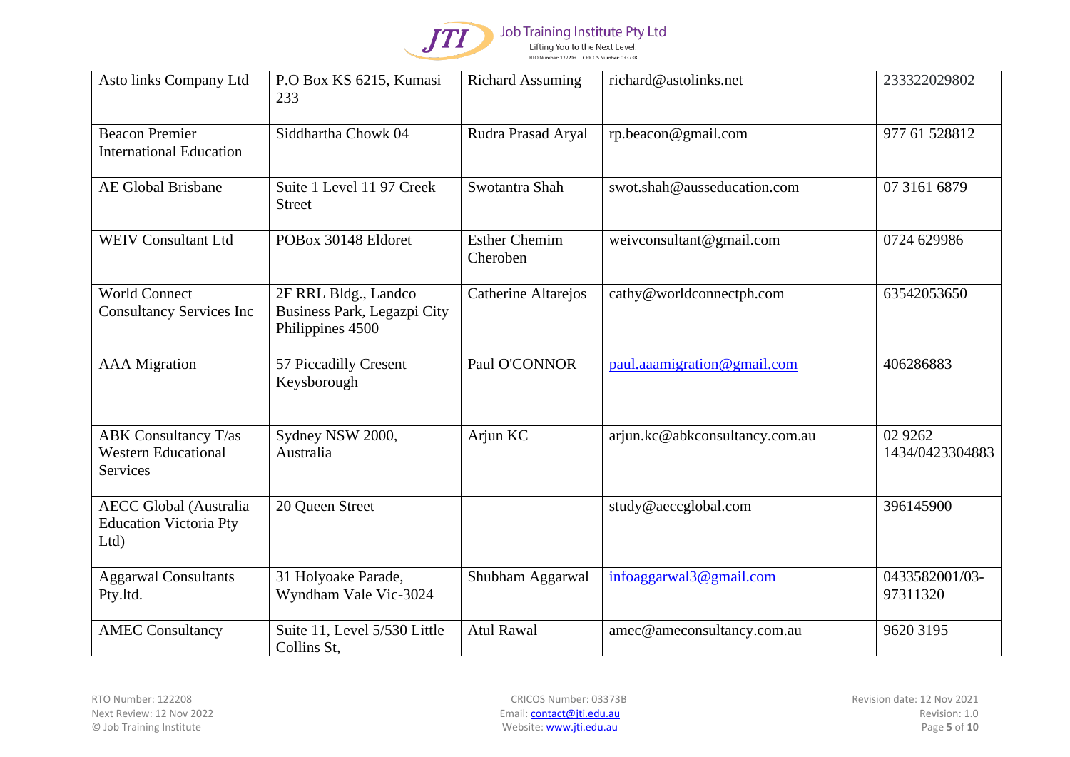| Asto links Company Ltd | P.O Box KS 6215, Kumasi 233 | Richard Assuming | richard@astolinks.net | 233322029802 |
|---|---|---|---|---|
| Beacon Premier International Education | Siddhartha Chowk 04 | Rudra Prasad Aryal | rp.beacon@gmail.com | 977 61 528812 |
| AE Global Brisbane | Suite 1 Level 11 97 Creek Street | Swotantra Shah | swot.shah@ausseducation.com | 07 3161 6879 |
| WEIV Consultant Ltd | POBox 30148 Eldoret | Esther Chemim Cheroben | weivconsultant@gmail.com | 0724 629986 |
| World Connect Consultancy Services Inc | 2F RRL Bldg., Landco Business Park, Legazpi City Philippines 4500 | Catherine Altarejos | cathy@worldconnectph.com | 63542053650 |
| AAA Migration | 57 Piccadilly Cresent Keysborough | Paul O'CONNOR | paul.aaamigration@gmail.com | 406286883 |
| ABK Consultancy T/as Western Educational Services | Sydney NSW 2000, Australia | Arjun KC | arjun.kc@abkconsultancy.com.au | 02 9262 1434/0423304883 |
| AECC Global (Australia Education Victoria Pty Ltd) | 20 Queen Street | | study@aeccglobal.com | 396145900 |
| Aggarwal Consultants Pty.ltd. | 31 Holyoake Parade, Wyndham Vale Vic-3024 | Shubham Aggarwal | infoaggarwal3@gmail.com | 0433582001/03-97311320 |
| AMEC Consultancy | Suite 11, Level 5/530 Little Collins St, | Atul Rawal | amec@ameconsultancy.com.au | 9620 3195 |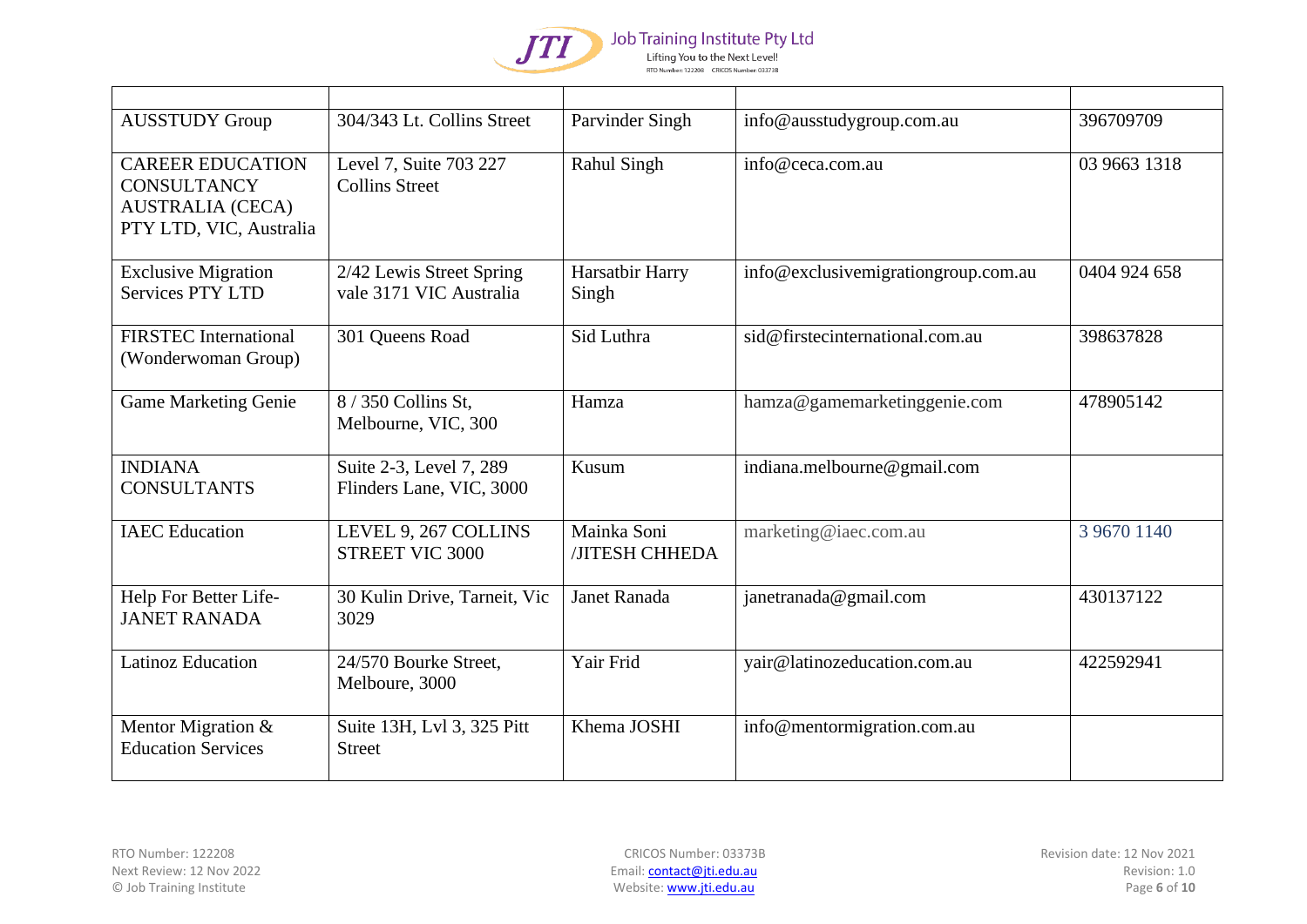| | | | | |
|---|---|---|---|---|
| AUSSTUDY Group | 304/343 Lt. Collins Street | Parvinder Singh | info@ausstudygroup.com.au | 396709709 |
| CAREER EDUCATION CONSULTANCY AUSTRALIA (CECA) PTY LTD, VIC, Australia | Level 7, Suite 703 227 Collins Street | Rahul Singh | info@ceca.com.au | 03 9663 1318 |
| Exclusive Migration Services PTY LTD | 2/42 Lewis Street Spring vale 3171 VIC Australia | Harsatbir Harry Singh | info@exclusivemigrationgroup.com.au | 0404 924 658 |
| FIRSTEC International (Wonderwoman Group) | 301 Queens Road | Sid Luthra | sid@firstecinternational.com.au | 398637828 |
| Game Marketing Genie | 8 / 350 Collins St, Melbourne, VIC, 300 | Hamza | hamza@gamemarketinggenie.com | 478905142 |
| INDIANA CONSULTANTS | Suite 2-3, Level 7, 289 Flinders Lane, VIC, 3000 | Kusum | indiana.melbourne@gmail.com | |
| IAEC Education | LEVEL 9, 267 COLLINS STREET VIC 3000 | Mainka Soni /JITESH CHHEDA | marketing@iaec.com.au | 3 9670 1140 |
| Help For Better Life-JANET RANADA | 30 Kulin Drive, Tarneit, Vic 3029 | Janet Ranada | janetranada@gmail.com | 430137122 |
| Latinoz Education | 24/570 Bourke Street, Melboure, 3000 | Yair Frid | yair@latinozeducation.com.au | 422592941 |
| Mentor Migration & Education Services | Suite 13H, Lvl 3, 325 Pitt Street | Khema JOSHI | info@mentormigration.com.au | |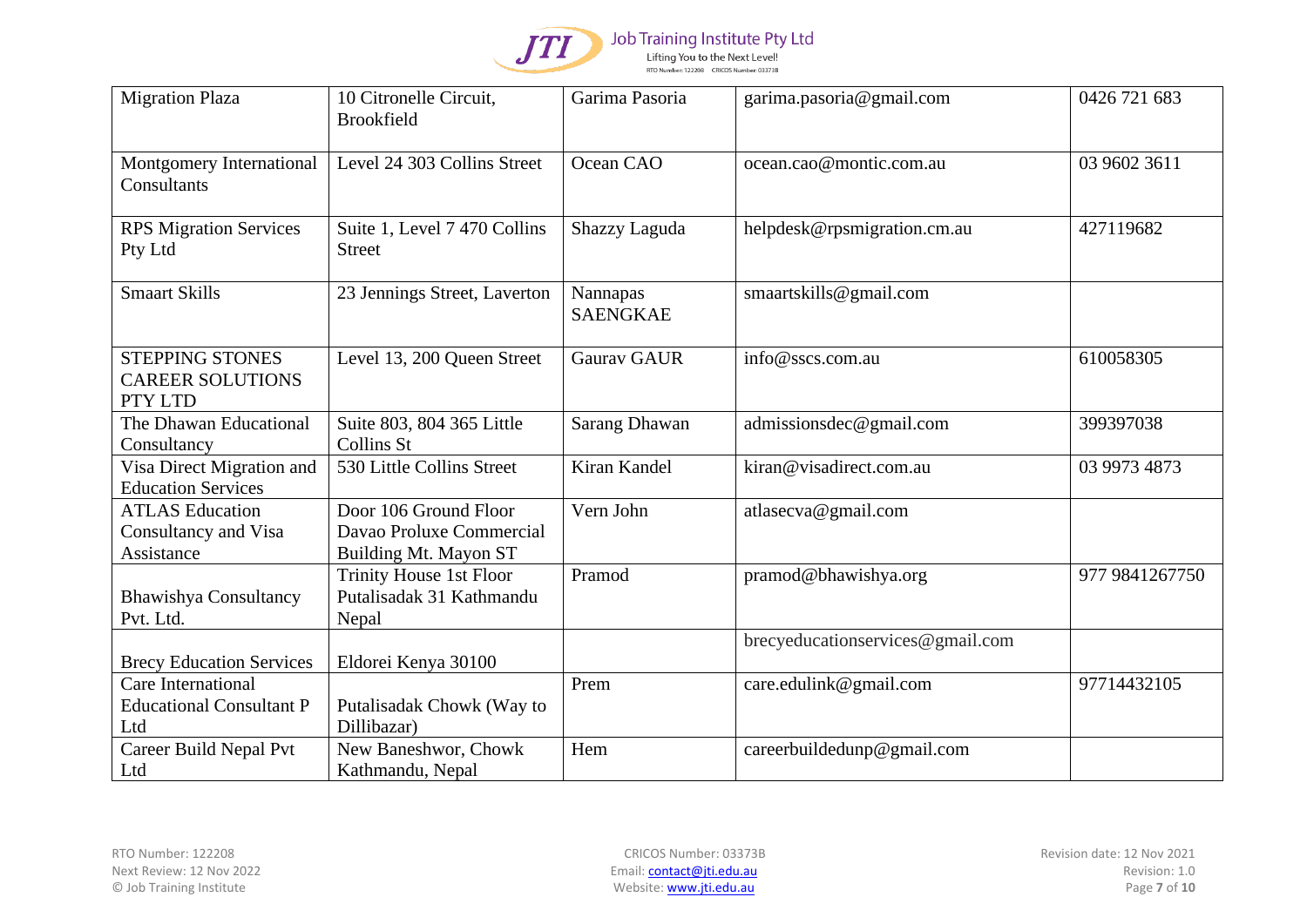| Migration Plaza | 10 Citronelle Circuit, Brookfield | Garima Pasoria | garima.pasoria@gmail.com | 0426 721 683 |
|---|---|---|---|---|
| Montgomery International Consultants | Level 24 303 Collins Street | Ocean CAO | ocean.cao@montic.com.au | 03 9602 3611 |
| RPS Migration Services Pty Ltd | Suite 1, Level 7 470 Collins Street | Shazzy Laguda | helpdesk@rpsmigration.cm.au | 427119682 |
| Smaart Skills | 23 Jennings Street, Laverton | Nannapas SAENGKAE | smaartskills@gmail.com | |
| STEPPING STONES CAREER SOLUTIONS PTY LTD | Level 13, 200 Queen Street | Gaurav GAUR | info@sscs.com.au | 610058305 |
| The Dhawan Educational Consultancy | Suite 803, 804 365 Little Collins St | Sarang Dhawan | admissionsdec@gmail.com | 399397038 |
| Visa Direct Migration and Education Services | 530 Little Collins Street | Kiran Kandel | kiran@visadirect.com.au | 03 9973 4873 |
| ATLAS Education Consultancy and Visa Assistance | Door 106 Ground Floor Davao Proluxe Commercial Building Mt. Mayon ST | Vern John | atlasecva@gmail.com | |
| Bhawishya Consultancy Pvt. Ltd. | Trinity House 1st Floor Putalisadak 31 Kathmandu Nepal | Pramod | pramod@bhawishya.org | 977 9841267750 |
| Brecy Education Services | Eldorei Kenya 30100 | | brecyeducationservices@gmail.com | |
| Care International Educational Consultant P Ltd | Putalisadak Chowk (Way to Dillibazar) | Prem | care.edulink@gmail.com | 97714432105 |
| Career Build Nepal Pvt Ltd | New Baneshwor, Chowk Kathmandu, Nepal | Hem | careerbuildedunp@gmail.com | |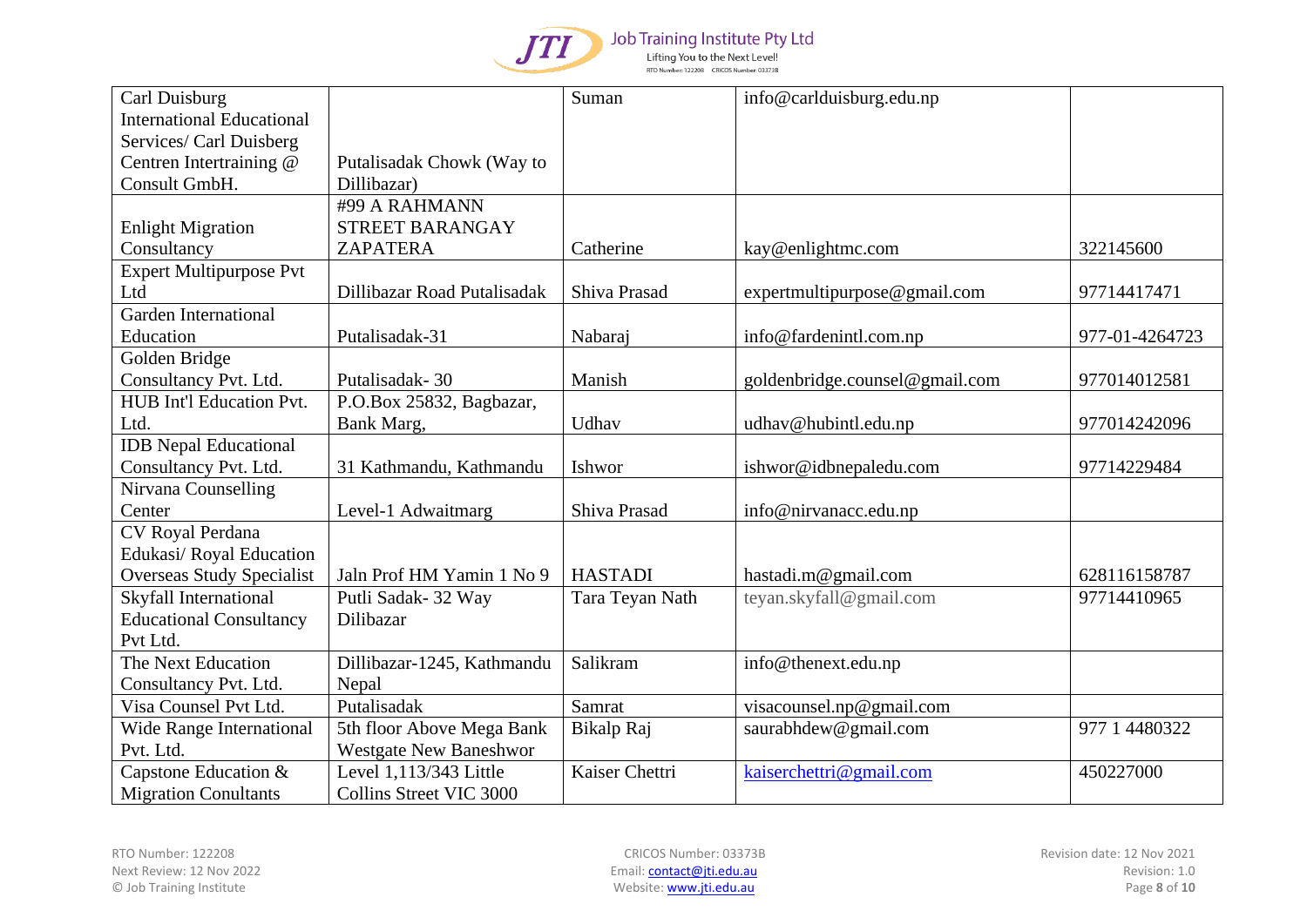| | | | | |
|---|---|---|---|---|
| Carl Duisburg International Educational Services/ Carl Duisberg Centren Intertraining @ Consult GmbH. | Putalisadak Chowk (Way to Dillibazar) | Suman | info@carlduisburg.edu.np | |
| Enlight Migration Consultancy | #99 A RAHMANN STREET BARANGAY ZAPATERA | Catherine | kay@enlightmc.com | 322145600 |
| Expert Multipurpose Pvt Ltd | Dillibazar Road Putalisadak | Shiva Prasad | expertmultipurpose@gmail.com | 97714417471 |
| Garden International Education | Putalisadak-31 | Nabaraj | info@fardenintl.com.np | 977-01-4264723 |
| Golden Bridge Consultancy Pvt. Ltd. | Putalisadak- 30 | Manish | goldenbridge.counsel@gmail.com | 977014012581 |
| HUB Int'l Education Pvt. Ltd. | P.O.Box 25832, Bagbazar, Bank Marg, | Udhav | udhav@hubintl.edu.np | 977014242096 |
| IDB Nepal Educational Consultancy Pvt. Ltd. | 31 Kathmandu, Kathmandu | Ishwor | ishwor@idbnepaledu.com | 97714229484 |
| Nirvana Counselling Center | Level-1 Adwaitmarg | Shiva Prasad | info@nirvanacc.edu.np | |
| CV Royal Perdana Edukasi/ Royal Education Overseas Study Specialist | Jaln Prof HM Yamin 1 No 9 | HASTADI | hastadi.m@gmail.com | 628116158787 |
| Skyfall International Educational Consultancy Pvt Ltd. | Putli Sadak- 32 Way Dilibazar | Tara Teyan Nath | teyan.skyfall@gmail.com | 97714410965 |
| The Next Education Consultancy Pvt. Ltd. | Dillibazar-1245, Kathmandu Nepal | Salikram | info@thenext.edu.np | |
| Visa Counsel Pvt Ltd. | Putalisadak | Samrat | visacounsel.np@gmail.com | |
| Wide Range International Pvt. Ltd. | 5th floor Above Mega Bank Westgate New Baneshwor | Bikalp Raj | saurabhdew@gmail.com | 977 1 4480322 |
| Capstone Education & Migration Conultants | Level 1,113/343 Little Collins Street VIC 3000 | Kaiser Chettri | kaiserchettri@gmail.com | 450227000 |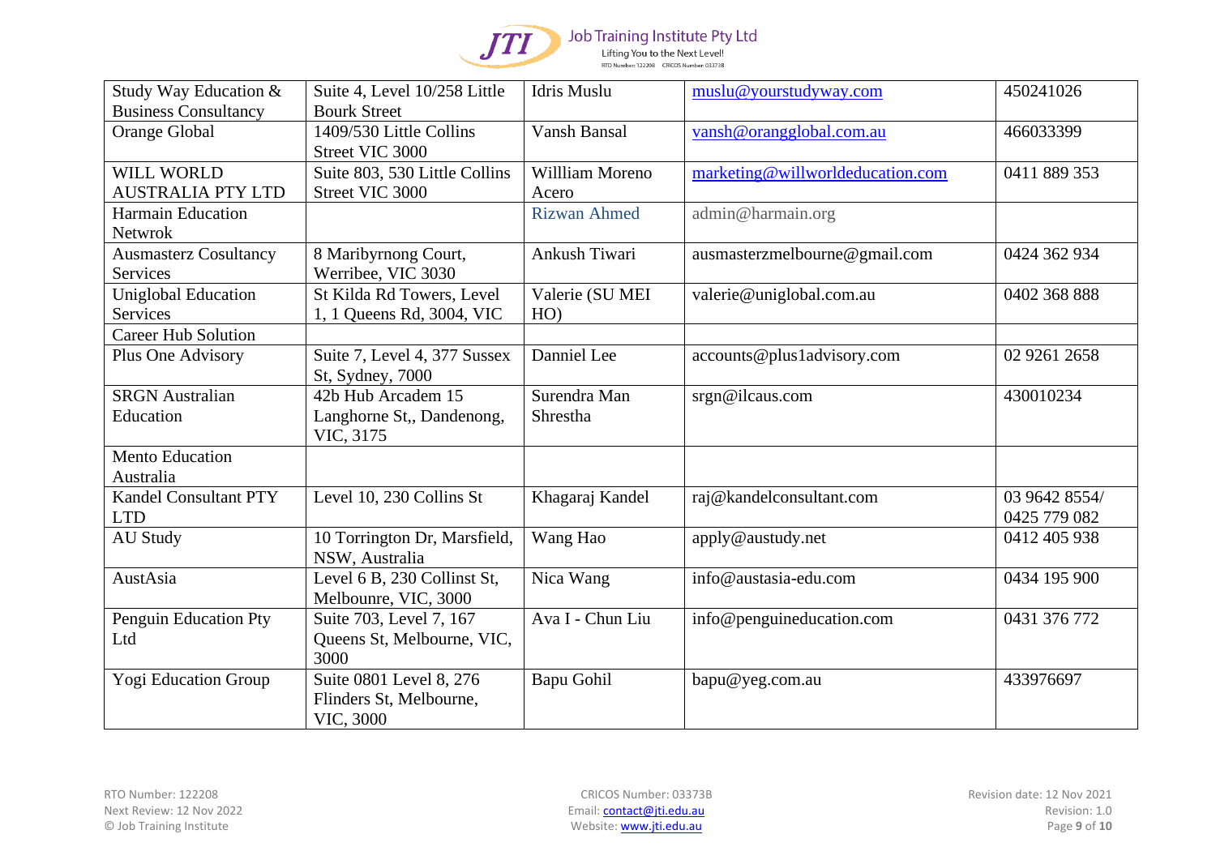| Study Way Education & Business Consultancy | Suite 4, Level 10/258 Little Bourk Street | Idris Muslu | muslu@yourstudyway.com | 450241026 |
|---|---|---|---|---|
| Orange Global | 1409/530 Little Collins Street VIC 3000 | Vansh Bansal | vansh@orangglobal.com.au | 466033399 |
| WILL WORLD AUSTRALIA PTY LTD | Suite 803, 530 Little Collins Street VIC 3000 | Willliam Moreno Acero | marketing@willworldeducation.com | 0411 889 353 |
| Harmain Education Netwrok | | Rizwan Ahmed | admin@harmain.org | |
| Ausmasterz Cosultancy Services | 8 Maribyrnong Court, Werribee, VIC 3030 | Ankush Tiwari | ausmasterzmelbourne@gmail.com | 0424 362 934 |
| Uniglobal Education Services | St Kilda Rd Towers, Level 1, 1 Queens Rd, 3004, VIC | Valerie (SU MEI HO) | valerie@uniglobal.com.au | 0402 368 888 |
| Career Hub Solution | | | | |
| Plus One Advisory | Suite 7, Level 4, 377 Sussex St, Sydney, 7000 | Danniel Lee | accounts@plus1advisory.com | 02 9261 2658 |
| SRGN Australian Education | 42b Hub Arcadem 15 Langhorne St,, Dandenong, VIC, 3175 | Surendra Man Shrestha | srgn@ilcaus.com | 430010234 |
| Mento Education Australia | | | | |
| Kandel Consultant PTY LTD | Level 10, 230 Collins St | Khagaraj Kandel | raj@kandelconsultant.com | 03 9642 8554/ 0425 779 082 |
| AU Study | 10 Torrington Dr, Marsfield, NSW, Australia | Wang Hao | apply@austudy.net | 0412 405 938 |
| AustAsia | Level 6 B, 230 Collinst St, Melbounre, VIC, 3000 | Nica Wang | info@austasia-edu.com | 0434 195 900 |
| Penguin Education Pty Ltd | Suite 703, Level 7, 167 Queens St, Melbourne, VIC, 3000 | Ava I - Chun Liu | info@penguineducation.com | 0431 376 772 |
| Yogi Education Group | Suite 0801 Level 8, 276 Flinders St, Melbourne, VIC, 3000 | Bapu Gohil | bapu@yeg.com.au | 433976697 |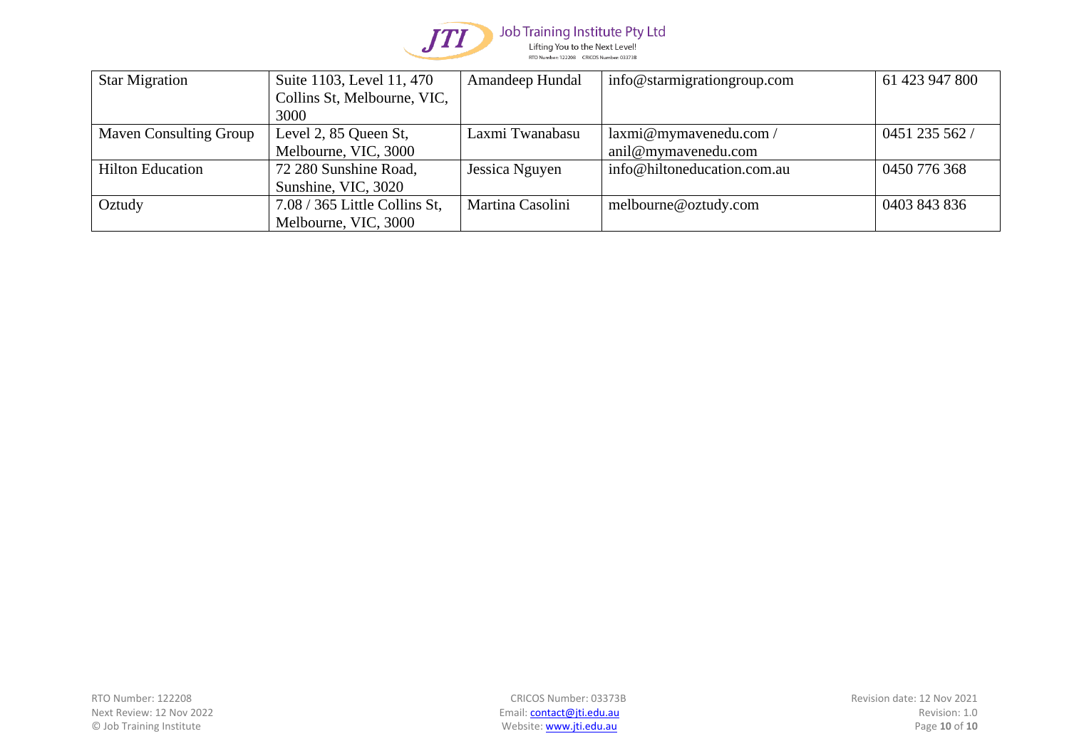| | | | | |
|---|---|---|---|---|
| Star Migration | Suite 1103, Level 11, 470 Collins St, Melbourne, VIC, 3000 | Amandeep Hundal | info@starmigrationgroup.com | 61 423 947 800 |
| Maven Consulting Group | Level 2, 85 Queen St, Melbourne, VIC, 3000 | Laxmi Twanabasu | laxmi@mymavenedu.com / anil@mymavenedu.com | 0451 235 562 / |
| Hilton Education | 72 280 Sunshine Road, Sunshine, VIC, 3020 | Jessica Nguyen | info@hiltoneducation.com.au | 0450 776 368 |
| Oztudy | 7.08 / 365 Little Collins St, Melbourne, VIC, 3000 | Martina Casolini | melbourne@oztudy.com | 0403 843 836 |